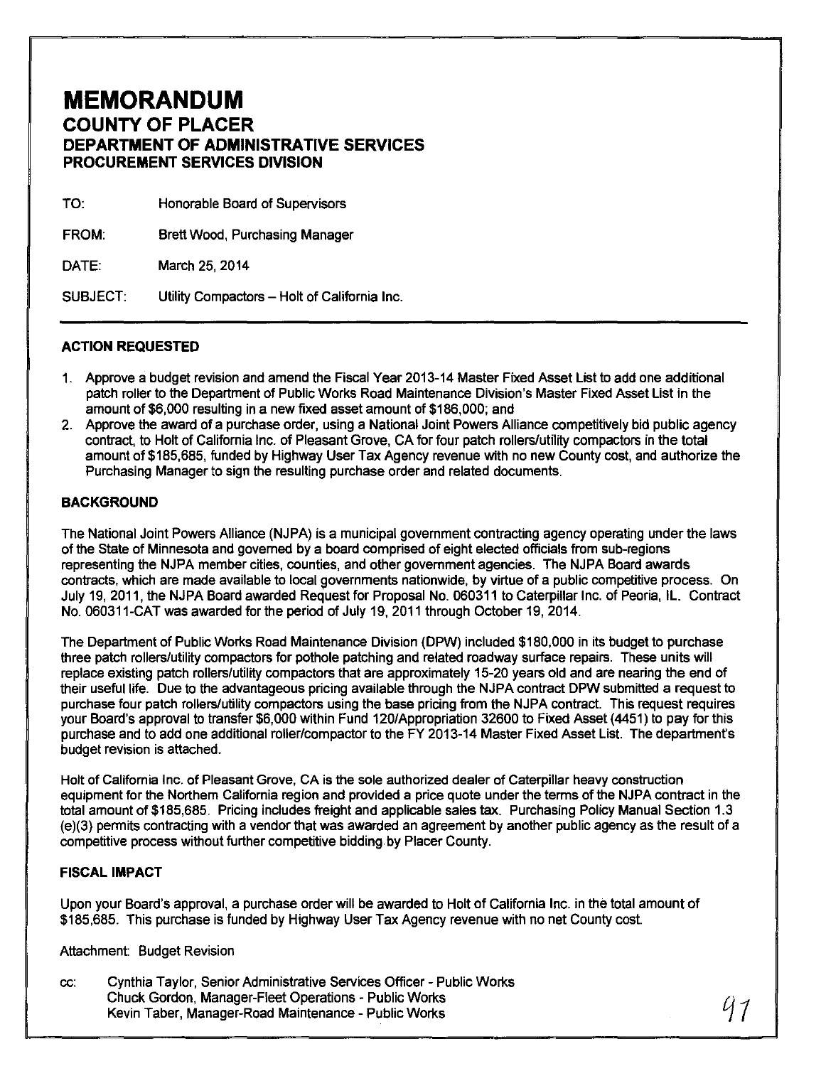# MEMORANDUM

## COUNTY OF PLACER

### DEPARTMENT OF ADMINISTRATIVE SERVICES

### PROCUREMENT SERVICES DIVISION

TO: Honorable Board of Supervisors

FROM: Brett Wood, Purchasing Manager

DATE: March 25, 2014

SUBJECT: Utility Compactors – Holt of California Inc.

---

**ACTION REQUESTED**

1. Approve a budget revision and amend the Fiscal Year 2013-14 Master Fixed Asset List to add one additional patch roller to the Department of Public Works Road Maintenance Division's Master Fixed Asset List in the amount of $6,000 resulting in a new fixed asset amount of $186,000; and
2. Approve the award of a purchase order, using a National Joint Powers Alliance competitively bid public agency contract, to Holt of California Inc. of Pleasant Grove, CA for four patch rollers/utility compactors in the total amount of $185,685, funded by Highway User Tax Agency revenue with no new County cost, and authorize the Purchasing Manager to sign the resulting purchase order and related documents.

**BACKGROUND**

The National Joint Powers Alliance (NJPA) is a municipal government contracting agency operating under the laws of the State of Minnesota and governed by a board comprised of eight elected officials from sub-regions representing the NJPA member cities, counties, and other government agencies. The NJPA Board awards contracts, which are made available to local governments nationwide, by virtue of a public competitive process. On July 19, 2011, the NJPA Board awarded Request for Proposal No. 060311 to Caterpillar Inc. of Peoria, IL. Contract No. 060311-CAT was awarded for the period of July 19, 2011 through October 19, 2014.

The Department of Public Works Road Maintenance Division (DPW) included $180,000 in its budget to purchase three patch rollers/utility compactors for pothole patching and related roadway surface repairs. These units will replace existing patch rollers/utility compactors that are approximately 15-20 years old and are nearing the end of their useful life. Due to the advantageous pricing available through the NJPA contract DPW submitted a request to purchase four patch rollers/utility compactors using the base pricing from the NJPA contract. This request requires your Board's approval to transfer $6,000 within Fund 120/Appropriation 32600 to Fixed Asset (4451) to pay for this purchase and to add one additional roller/compactor to the FY 2013-14 Master Fixed Asset List. The department's budget revision is attached.

Holt of California Inc. of Pleasant Grove, CA is the sole authorized dealer of Caterpillar heavy construction equipment for the Northern California region and provided a price quote under the terms of the NJPA contract in the total amount of $185,685. Pricing includes freight and applicable sales tax. Purchasing Policy Manual Section 1.3 (e)(3) permits contracting with a vendor that was awarded an agreement by another public agency as the result of a competitive process without further competitive bidding by Placer County.

**FISCAL IMPACT**

Upon your Board's approval, a purchase order will be awarded to Holt of California Inc. in the total amount of $185,685. This purchase is funded by Highway User Tax Agency revenue with no net County cost.

Attachment: Budget Revision

cc: Cynthia Taylor, Senior Administrative Services Officer - Public Works
Chuck Gordon, Manager-Fleet Operations - Public Works
Kevin Taber, Manager-Road Maintenance - Public Works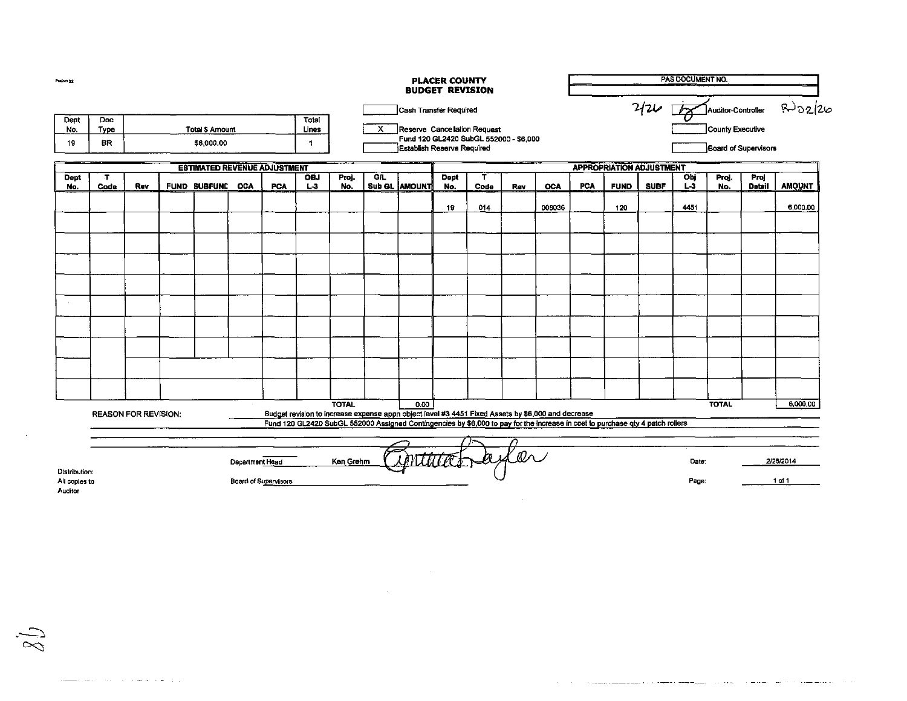Project 32

# PLACER COUNTY
## BUDGET REVISION

PAS DOCUMENT NO.

| Dept No. | Doc Type | Total $ Amount | Total Lines |
|---|---|---|---|
| 19 | BR | $6,000.00 | 1 |

[ ] Cash Transfer Required

[X] Reserve Cancellation Request
Fund 120 GL2420 SubGL 552000 - $6,000

[ ] Establish Reserve Required

2/26 [ ] Auditor-Controller RJ 02/26

[ ] County Executive

[ ] Board of Supervisors

| ESTIMATED REVENUE ADJUSTMENT | | | | | | | | | | | APPROPRIATION ADJUSTMENT | | | | | | | | | | |
|---|---|---|---|---|---|---|---|---|---|---|---|---|---|---|---|---|---|---|---|---|---|
| Dept No. | T Code | Rev | FUND | SUBFUND | OCA | PCA | OBJ L-3 | Proj. No. | G/L Sub GL | AMOUNT | Dept No. | T Code | Rev | OCA | PCA | FUND | SUBF | Obj L-3 | Proj. No. | Proj Detail | AMOUNT |
| | | | | | | | | | | | 19 | 014 | | 006036 | | 120 | | 4451 | | | 6,000.00 |
| | | | | | | | | TOTAL | | 0.00 | | | | | | | | | TOTAL | | 6,000.00 |

REASON FOR REVISION: Budget revision to increase expense appn object level #3 4451 Fixed Assets by $6,000 and decrease Fund 120 GL2420 SubGL 552000 Assigned Contingencies by $6,000 to pay for the increase in cost to purchase qty 4 patch rollers

Department Head Ken Grehm [signature] Date: 2/26/2014

Board of Supervisors Page: 1 of 1

Distribution:
All copies to Auditor